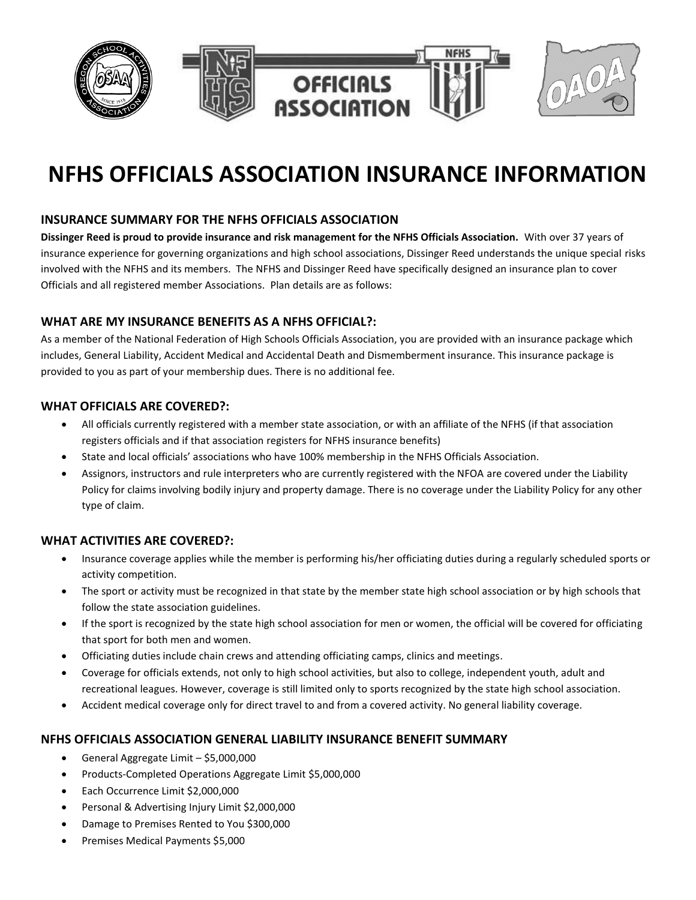# NFHS OFFICIALS ASSOCIATION INSURANCE INFORMATION

## INSURANCE SUMMARY FOR THE NFHS OFFICIALS ASSOCIATION

**Dissinger Reed is proud to provide insurance and risk management for the NFHS Officials Association.** With over 37 years of insurance experience for governing organizations and high school associations, Dissinger Reed understands the unique special risks involved with the NFHS and its members. The NFHS and Dissinger Reed have specifically designed an insurance plan to cover Officials and all registered member Associations. Plan details are as follows:

## WHAT ARE MY INSURANCE BENEFITS AS A NFHS OFFICIAL?:

As a member of the National Federation of High Schools Officials Association, you are provided with an insurance package which includes, General Liability, Accident Medical and Accidental Death and Dismemberment insurance. This insurance package is provided to you as part of your membership dues. There is no additional fee.

## WHAT OFFICIALS ARE COVERED?:

- All officials currently registered with a member state association, or with an affiliate of the NFHS (if that association registers officials and if that association registers for NFHS insurance benefits)
- State and local officials' associations who have 100% membership in the NFHS Officials Association.
- Assignors, instructors and rule interpreters who are currently registered with the NFOA are covered under the Liability Policy for claims involving bodily injury and property damage. There is no coverage under the Liability Policy for any other type of claim.

## WHAT ACTIVITIES ARE COVERED?:

- Insurance coverage applies while the member is performing his/her officiating duties during a regularly scheduled sports or activity competition.
- The sport or activity must be recognized in that state by the member state high school association or by high schools that follow the state association guidelines.
- If the sport is recognized by the state high school association for men or women, the official will be covered for officiating that sport for both men and women.
- Officiating duties include chain crews and attending officiating camps, clinics and meetings.
- Coverage for officials extends, not only to high school activities, but also to college, independent youth, adult and recreational leagues. However, coverage is still limited only to sports recognized by the state high school association.
- Accident medical coverage only for direct travel to and from a covered activity. No general liability coverage.

## NFHS OFFICIALS ASSOCIATION GENERAL LIABILITY INSURANCE BENEFIT SUMMARY

- General Aggregate Limit – $5,000,000
- Products-Completed Operations Aggregate Limit $5,000,000
- Each Occurrence Limit $2,000,000
- Personal & Advertising Injury Limit $2,000,000
- Damage to Premises Rented to You $300,000
- Premises Medical Payments $5,000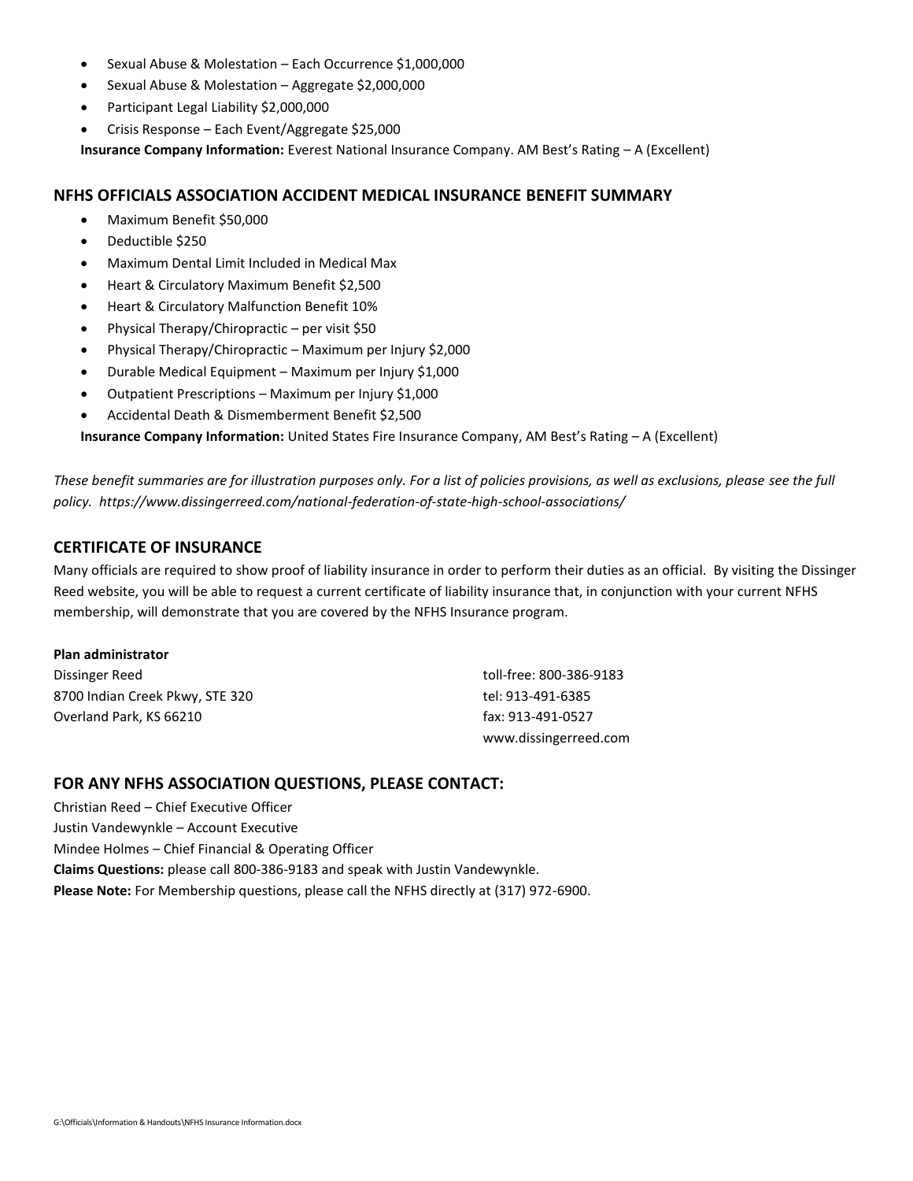- Sexual Abuse & Molestation – Each Occurrence $1,000,000
- Sexual Abuse & Molestation – Aggregate $2,000,000
- Participant Legal Liability $2,000,000
- Crisis Response – Each Event/Aggregate $25,000

**Insurance Company Information:** Everest National Insurance Company. AM Best's Rating – A (Excellent)

## NFHS OFFICIALS ASSOCIATION ACCIDENT MEDICAL INSURANCE BENEFIT SUMMARY

- Maximum Benefit $50,000
- Deductible $250
- Maximum Dental Limit Included in Medical Max
- Heart & Circulatory Maximum Benefit $2,500
- Heart & Circulatory Malfunction Benefit 10%
- Physical Therapy/Chiropractic – per visit $50
- Physical Therapy/Chiropractic – Maximum per Injury $2,000
- Durable Medical Equipment – Maximum per Injury $1,000
- Outpatient Prescriptions – Maximum per Injury $1,000
- Accidental Death & Dismemberment Benefit $2,500

**Insurance Company Information:** United States Fire Insurance Company, AM Best's Rating – A (Excellent)

*These benefit summaries are for illustration purposes only. For a list of policies provisions, as well as exclusions, please see the full policy. https://www.dissingerreed.com/national-federation-of-state-high-school-associations/*

## CERTIFICATE OF INSURANCE

Many officials are required to show proof of liability insurance in order to perform their duties as an official. By visiting the Dissinger Reed website, you will be able to request a current certificate of liability insurance that, in conjunction with your current NFHS membership, will demonstrate that you are covered by the NFHS Insurance program.

**Plan administrator**

Dissinger Reed
8700 Indian Creek Pkwy, STE 320
Overland Park, KS 66210

toll-free: 800-386-9183
tel: 913-491-6385
fax: 913-491-0527
www.dissingerreed.com

## FOR ANY NFHS ASSOCIATION QUESTIONS, PLEASE CONTACT:

Christian Reed – Chief Executive Officer
Justin Vandewynkle – Account Executive
Mindee Holmes – Chief Financial & Operating Officer
**Claims Questions:** please call 800-386-9183 and speak with Justin Vandewynkle.
**Please Note:** For Membership questions, please call the NFHS directly at (317) 972-6900.

G:\Officials\Information & Handouts\NFHS Insurance Information.docx